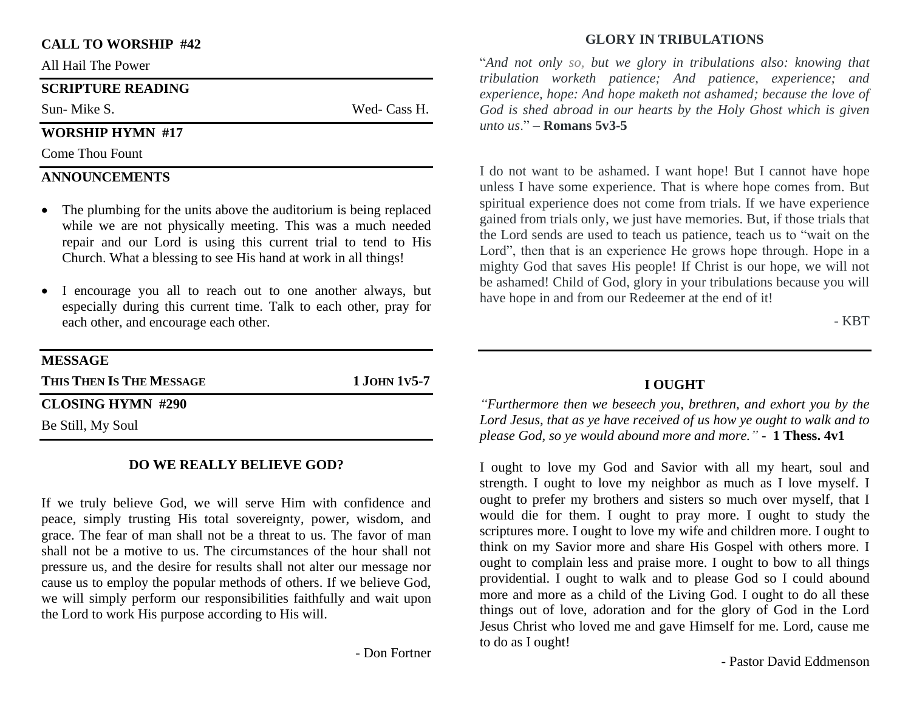**CALL TO WORSHIP #42**

All Hail The Power

**SCRIPTURE READING**

Sun- Mike S. Wed- Cass H.

**WORSHIP HYMN #17**

Come Thou Fount

**ANNOUNCEMENTS**

- The plumbing for the units above the auditorium is being replaced while we are not physically meeting. This was a much needed repair and our Lord is using this current trial to tend to His Church. What a blessing to see His hand at work in all things!
- I encourage you all to reach out to one another always, but especially during this current time. Talk to each other, pray for each other, and encourage each other.

**MESSAGE**

**THIS THEN IS THE MESSAGE** **1 JOHN 1V5-7**

**CLOSING HYMN #290**

Be Still, My Soul

## DO WE REALLY BELIEVE GOD?

If we truly believe God, we will serve Him with confidence and peace, simply trusting His total sovereignty, power, wisdom, and grace. The fear of man shall not be a threat to us. The favor of man shall not be a motive to us. The circumstances of the hour shall not pressure us, and the desire for results shall not alter our message nor cause us to employ the popular methods of others. If we believe God, we will simply perform our responsibilities faithfully and wait upon the Lord to work His purpose according to His will.

- Don Fortner

## GLORY IN TRIBULATIONS

"*And not only so, but we glory in tribulations also: knowing that tribulation worketh patience; And patience, experience; and experience, hope: And hope maketh not ashamed; because the love of God is shed abroad in our hearts by the Holy Ghost which is given unto us*." – **Romans 5v3-5**

I do not want to be ashamed. I want hope! But I cannot have hope unless I have some experience. That is where hope comes from. But spiritual experience does not come from trials. If we have experience gained from trials only, we just have memories. But, if those trials that the Lord sends are used to teach us patience, teach us to "wait on the Lord", then that is an experience He grows hope through. Hope in a mighty God that saves His people! If Christ is our hope, we will not be ashamed! Child of God, glory in your tribulations because you will have hope in and from our Redeemer at the end of it!

- KBT

## I OUGHT

*"Furthermore then we beseech you, brethren, and exhort you by the Lord Jesus, that as ye have received of us how ye ought to walk and to please God, so ye would abound more and more."* - **1 Thess. 4v1**

I ought to love my God and Savior with all my heart, soul and strength. I ought to love my neighbor as much as I love myself. I ought to prefer my brothers and sisters so much over myself, that I would die for them. I ought to pray more. I ought to study the scriptures more. I ought to love my wife and children more. I ought to think on my Savior more and share His Gospel with others more. I ought to complain less and praise more. I ought to bow to all things providential. I ought to walk and to please God so I could abound more and more as a child of the Living God. I ought to do all these things out of love, adoration and for the glory of God in the Lord Jesus Christ who loved me and gave Himself for me. Lord, cause me to do as I ought!

- Pastor David Eddmenson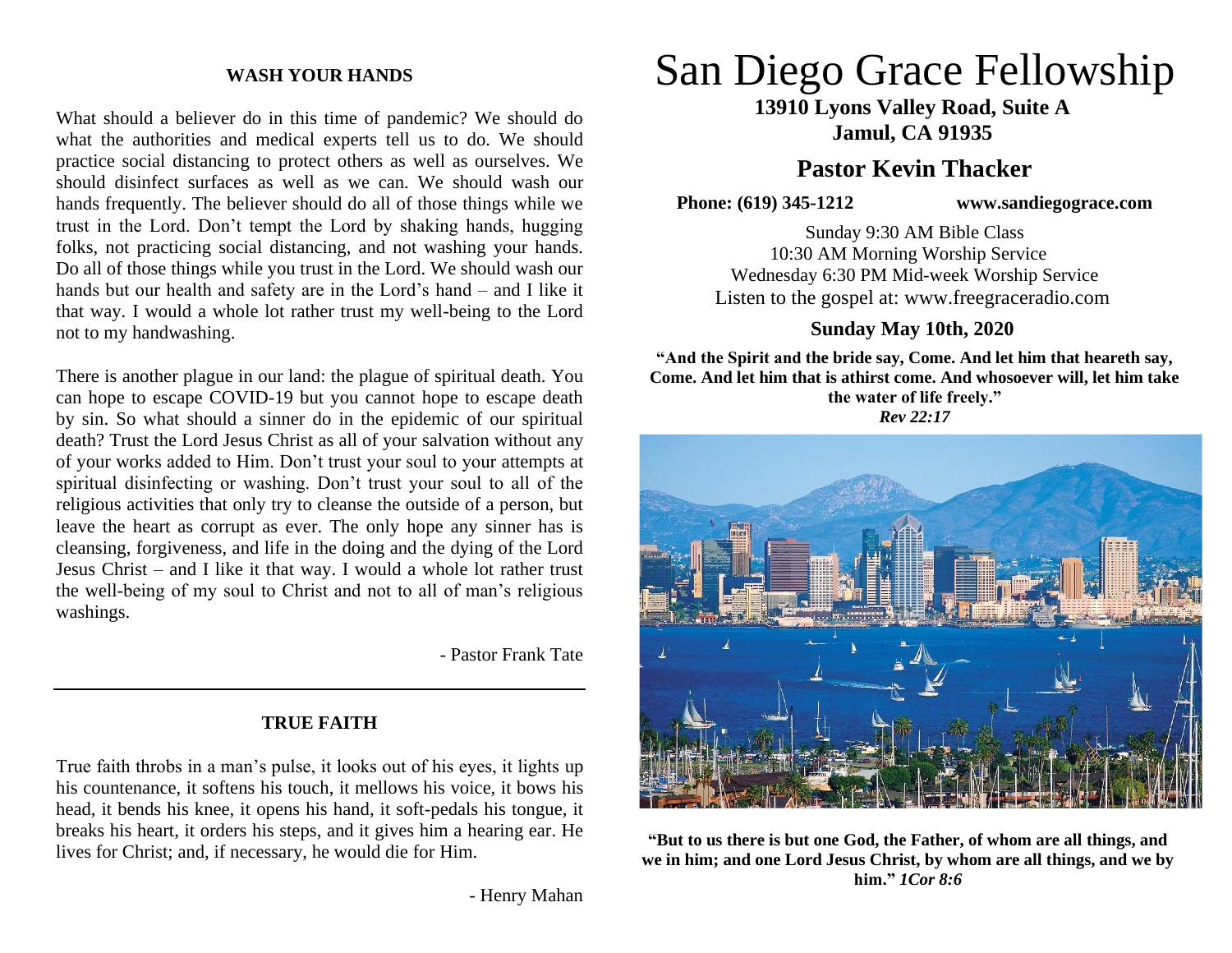## WASH YOUR HANDS

What should a believer do in this time of pandemic? We should do what the authorities and medical experts tell us to do. We should practice social distancing to protect others as well as ourselves. We should disinfect surfaces as well as we can. We should wash our hands frequently. The believer should do all of those things while we trust in the Lord. Don't tempt the Lord by shaking hands, hugging folks, not practicing social distancing, and not washing your hands. Do all of those things while you trust in the Lord. We should wash our hands but our health and safety are in the Lord's hand – and I like it that way. I would a whole lot rather trust my well-being to the Lord not to my handwashing.

There is another plague in our land: the plague of spiritual death. You can hope to escape COVID-19 but you cannot hope to escape death by sin. So what should a sinner do in the epidemic of our spiritual death? Trust the Lord Jesus Christ as all of your salvation without any of your works added to Him. Don't trust your soul to your attempts at spiritual disinfecting or washing. Don't trust your soul to all of the religious activities that only try to cleanse the outside of a person, but leave the heart as corrupt as ever. The only hope any sinner has is cleansing, forgiveness, and life in the doing and the dying of the Lord Jesus Christ – and I like it that way. I would a whole lot rather trust the well-being of my soul to Christ and not to all of man's religious washings.

- Pastor Frank Tate

---

## TRUE FAITH

True faith throbs in a man's pulse, it looks out of his eyes, it lights up his countenance, it softens his touch, it mellows his voice, it bows his head, it bends his knee, it opens his hand, it soft-pedals his tongue, it breaks his heart, it orders his steps, and it gives him a hearing ear. He lives for Christ; and, if necessary, he would die for Him.

- Henry Mahan

# San Diego Grace Fellowship

**13910 Lyons Valley Road, Suite A**
**Jamul, CA 91935**

## Pastor Kevin Thacker

**Phone: (619) 345-1212** **www.sandiegograce.com**

Sunday 9:30 AM Bible Class
10:30 AM Morning Worship Service
Wednesday 6:30 PM Mid-week Worship Service
Listen to the gospel at: www.freegraceradio.com

### Sunday May 10th, 2020

**"And the Spirit and the bride say, Come. And let him that heareth say, Come. And let him that is athirst come. And whosoever will, let him take the water of life freely."**
***Rev 22:17***

**"But to us there is but one God, the Father, of whom are all things, and we in him; and one Lord Jesus Christ, by whom are all things, and we by him."** ***1Cor 8:6***